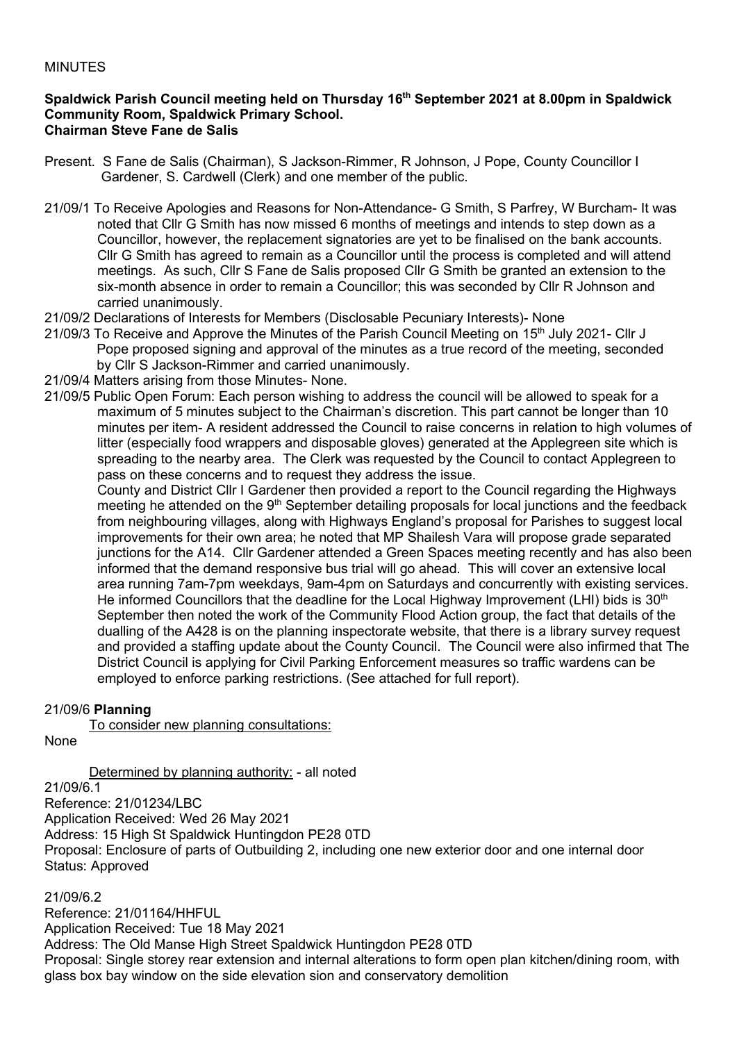MINUTES

**Spaldwick Parish Council meeting held on Thursday 16th September 2021 at 8.00pm in Spaldwick Community Room, Spaldwick Primary School.**
**Chairman Steve Fane de Salis**

Present. S Fane de Salis (Chairman), S Jackson-Rimmer, R Johnson, J Pope, County Councillor I Gardener, S. Cardwell (Clerk) and one member of the public.

21/09/1 To Receive Apologies and Reasons for Non-Attendance- G Smith, S Parfrey, W Burcham- It was noted that Cllr G Smith has now missed 6 months of meetings and intends to step down as a Councillor, however, the replacement signatories are yet to be finalised on the bank accounts. Cllr G Smith has agreed to remain as a Councillor until the process is completed and will attend meetings. As such, Cllr S Fane de Salis proposed Cllr G Smith be granted an extension to the six-month absence in order to remain a Councillor; this was seconded by Cllr R Johnson and carried unanimously.

21/09/2 Declarations of Interests for Members (Disclosable Pecuniary Interests)- None

21/09/3 To Receive and Approve the Minutes of the Parish Council Meeting on 15th July 2021- Cllr J Pope proposed signing and approval of the minutes as a true record of the meeting, seconded by Cllr S Jackson-Rimmer and carried unanimously.

21/09/4 Matters arising from those Minutes- None.

21/09/5 Public Open Forum: Each person wishing to address the council will be allowed to speak for a maximum of 5 minutes subject to the Chairman's discretion. This part cannot be longer than 10 minutes per item- A resident addressed the Council to raise concerns in relation to high volumes of litter (especially food wrappers and disposable gloves) generated at the Applegreen site which is spreading to the nearby area. The Clerk was requested by the Council to contact Applegreen to pass on these concerns and to request they address the issue.

County and District Cllr I Gardener then provided a report to the Council regarding the Highways meeting he attended on the 9th September detailing proposals for local junctions and the feedback from neighbouring villages, along with Highways England's proposal for Parishes to suggest local improvements for their own area; he noted that MP Shailesh Vara will propose grade separated junctions for the A14. Cllr Gardener attended a Green Spaces meeting recently and has also been informed that the demand responsive bus trial will go ahead. This will cover an extensive local area running 7am-7pm weekdays, 9am-4pm on Saturdays and concurrently with existing services. He informed Councillors that the deadline for the Local Highway Improvement (LHI) bids is 30th September then noted the work of the Community Flood Action group, the fact that details of the dualling of the A428 is on the planning inspectorate website, that there is a library survey request and provided a staffing update about the County Council. The Council were also infirmed that The District Council is applying for Civil Parking Enforcement measures so traffic wardens can be employed to enforce parking restrictions. (See attached for full report).

21/09/6 **Planning**

To consider new planning consultations:

None

Determined by planning authority: - all noted

21/09/6.1
Reference: 21/01234/LBC
Application Received: Wed 26 May 2021
Address: 15 High St Spaldwick Huntingdon PE28 0TD
Proposal: Enclosure of parts of Outbuilding 2, including one new exterior door and one internal door
Status: Approved

21/09/6.2
Reference: 21/01164/HHFUL
Application Received: Tue 18 May 2021
Address: The Old Manse High Street Spaldwick Huntingdon PE28 0TD
Proposal: Single storey rear extension and internal alterations to form open plan kitchen/dining room, with glass box bay window on the side elevation sion and conservatory demolition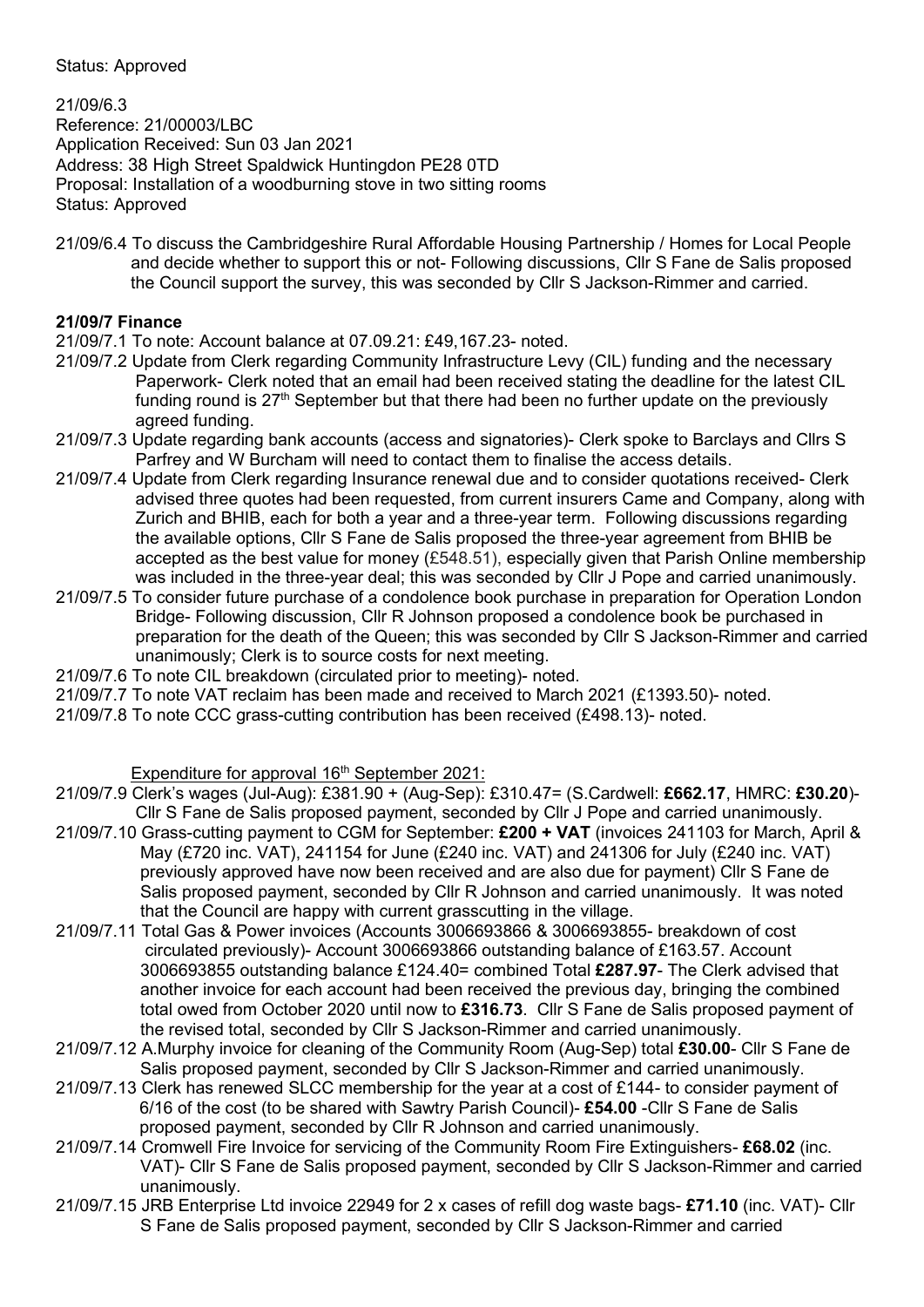Status: Approved

21/09/6.3
Reference: 21/00003/LBC
Application Received: Sun 03 Jan 2021
Address: 38 High Street Spaldwick Huntingdon PE28 0TD
Proposal: Installation of a woodburning stove in two sitting rooms
Status: Approved

21/09/6.4 To discuss the Cambridgeshire Rural Affordable Housing Partnership / Homes for Local People and decide whether to support this or not- Following discussions, Cllr S Fane de Salis proposed the Council support the survey, this was seconded by Cllr S Jackson-Rimmer and carried.

**21/09/7 Finance**

21/09/7.1 To note: Account balance at 07.09.21: £49,167.23- noted.

21/09/7.2 Update from Clerk regarding Community Infrastructure Levy (CIL) funding and the necessary Paperwork- Clerk noted that an email had been received stating the deadline for the latest CIL funding round is 27th September but that there had been no further update on the previously agreed funding.

21/09/7.3 Update regarding bank accounts (access and signatories)- Clerk spoke to Barclays and Cllrs S Parfrey and W Burcham will need to contact them to finalise the access details.

21/09/7.4 Update from Clerk regarding Insurance renewal due and to consider quotations received- Clerk advised three quotes had been requested, from current insurers Came and Company, along with Zurich and BHIB, each for both a year and a three-year term. Following discussions regarding the available options, Cllr S Fane de Salis proposed the three-year agreement from BHIB be accepted as the best value for money (£548.51), especially given that Parish Online membership was included in the three-year deal; this was seconded by Cllr J Pope and carried unanimously.

21/09/7.5 To consider future purchase of a condolence book purchase in preparation for Operation London Bridge- Following discussion, Cllr R Johnson proposed a condolence book be purchased in preparation for the death of the Queen; this was seconded by Cllr S Jackson-Rimmer and carried unanimously; Clerk is to source costs for next meeting.

21/09/7.6 To note CIL breakdown (circulated prior to meeting)- noted.

21/09/7.7 To note VAT reclaim has been made and received to March 2021 (£1393.50)- noted.

21/09/7.8 To note CCC grass-cutting contribution has been received (£498.13)- noted.

Expenditure for approval 16th September 2021:

21/09/7.9 Clerk's wages (Jul-Aug): £381.90 + (Aug-Sep): £310.47= (S.Cardwell: **£662.17**, HMRC: **£30.20**)- Cllr S Fane de Salis proposed payment, seconded by Cllr J Pope and carried unanimously.

21/09/7.10 Grass-cutting payment to CGM for September: **£200 + VAT** (invoices 241103 for March, April & May (£720 inc. VAT), 241154 for June (£240 inc. VAT) and 241306 for July (£240 inc. VAT) previously approved have now been received and are also due for payment) Cllr S Fane de Salis proposed payment, seconded by Cllr R Johnson and carried unanimously. It was noted that the Council are happy with current grasscutting in the village.

21/09/7.11 Total Gas & Power invoices (Accounts 3006693866 & 3006693855- breakdown of cost circulated previously)- Account 3006693866 outstanding balance of £163.57. Account 3006693855 outstanding balance £124.40= combined Total **£287.97**- The Clerk advised that another invoice for each account had been received the previous day, bringing the combined total owed from October 2020 until now to **£316.73**. Cllr S Fane de Salis proposed payment of the revised total, seconded by Cllr S Jackson-Rimmer and carried unanimously.

21/09/7.12 A.Murphy invoice for cleaning of the Community Room (Aug-Sep) total **£30.00**- Cllr S Fane de Salis proposed payment, seconded by Cllr S Jackson-Rimmer and carried unanimously.

21/09/7.13 Clerk has renewed SLCC membership for the year at a cost of £144- to consider payment of 6/16 of the cost (to be shared with Sawtry Parish Council)- **£54.00** -Cllr S Fane de Salis proposed payment, seconded by Cllr R Johnson and carried unanimously.

21/09/7.14 Cromwell Fire Invoice for servicing of the Community Room Fire Extinguishers- **£68.02** (inc. VAT)- Cllr S Fane de Salis proposed payment, seconded by Cllr S Jackson-Rimmer and carried unanimously.

21/09/7.15 JRB Enterprise Ltd invoice 22949 for 2 x cases of refill dog waste bags- **£71.10** (inc. VAT)- Cllr S Fane de Salis proposed payment, seconded by Cllr S Jackson-Rimmer and carried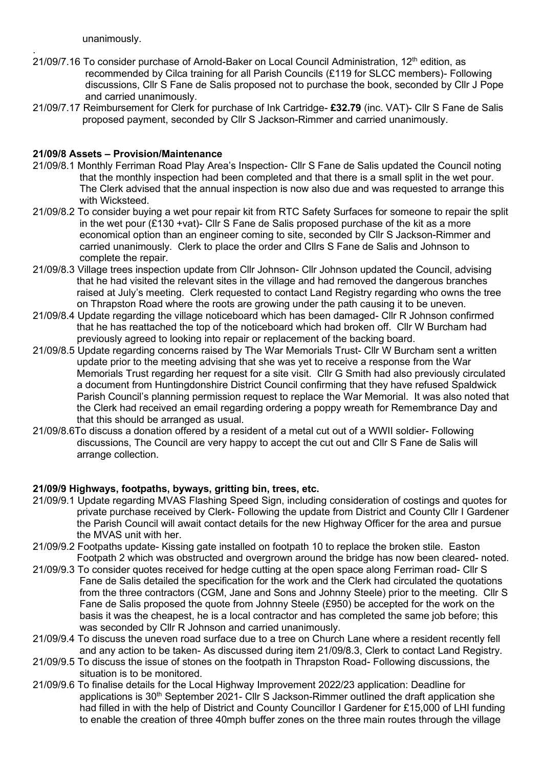unanimously.

.

21/09/7.16 To consider purchase of Arnold-Baker on Local Council Administration, 12th edition, as recommended by Cilca training for all Parish Councils (£119 for SLCC members)- Following discussions, Cllr S Fane de Salis proposed not to purchase the book, seconded by Cllr J Pope and carried unanimously.

21/09/7.17 Reimbursement for Clerk for purchase of Ink Cartridge- **£32.79** (inc. VAT)- Cllr S Fane de Salis proposed payment, seconded by Cllr S Jackson-Rimmer and carried unanimously.

**21/09/8 Assets – Provision/Maintenance**

21/09/8.1 Monthly Ferriman Road Play Area's Inspection- Cllr S Fane de Salis updated the Council noting that the monthly inspection had been completed and that there is a small split in the wet pour. The Clerk advised that the annual inspection is now also due and was requested to arrange this with Wicksteed.

21/09/8.2 To consider buying a wet pour repair kit from RTC Safety Surfaces for someone to repair the split in the wet pour (£130 +vat)- Cllr S Fane de Salis proposed purchase of the kit as a more economical option than an engineer coming to site, seconded by Cllr S Jackson-Rimmer and carried unanimously. Clerk to place the order and Cllrs S Fane de Salis and Johnson to complete the repair.

21/09/8.3 Village trees inspection update from Cllr Johnson- Cllr Johnson updated the Council, advising that he had visited the relevant sites in the village and had removed the dangerous branches raised at July's meeting. Clerk requested to contact Land Registry regarding who owns the tree on Thrapston Road where the roots are growing under the path causing it to be uneven.

21/09/8.4 Update regarding the village noticeboard which has been damaged- Cllr R Johnson confirmed that he has reattached the top of the noticeboard which had broken off. Cllr W Burcham had previously agreed to looking into repair or replacement of the backing board.

21/09/8.5 Update regarding concerns raised by The War Memorials Trust- Cllr W Burcham sent a written update prior to the meeting advising that she was yet to receive a response from the War Memorials Trust regarding her request for a site visit. Cllr G Smith had also previously circulated a document from Huntingdonshire District Council confirming that they have refused Spaldwick Parish Council's planning permission request to replace the War Memorial. It was also noted that the Clerk had received an email regarding ordering a poppy wreath for Remembrance Day and that this should be arranged as usual.

21/09/8.6To discuss a donation offered by a resident of a metal cut out of a WWII soldier- Following discussions, The Council are very happy to accept the cut out and Cllr S Fane de Salis will arrange collection.

**21/09/9 Highways, footpaths, byways, gritting bin, trees, etc.**

21/09/9.1 Update regarding MVAS Flashing Speed Sign, including consideration of costings and quotes for private purchase received by Clerk- Following the update from District and County Cllr I Gardener the Parish Council will await contact details for the new Highway Officer for the area and pursue the MVAS unit with her.

21/09/9.2 Footpaths update- Kissing gate installed on footpath 10 to replace the broken stile. Easton Footpath 2 which was obstructed and overgrown around the bridge has now been cleared- noted.

21/09/9.3 To consider quotes received for hedge cutting at the open space along Ferriman road- Cllr S Fane de Salis detailed the specification for the work and the Clerk had circulated the quotations from the three contractors (CGM, Jane and Sons and Johnny Steele) prior to the meeting. Cllr S Fane de Salis proposed the quote from Johnny Steele (£950) be accepted for the work on the basis it was the cheapest, he is a local contractor and has completed the same job before; this was seconded by Cllr R Johnson and carried unanimously.

21/09/9.4 To discuss the uneven road surface due to a tree on Church Lane where a resident recently fell and any action to be taken- As discussed during item 21/09/8.3, Clerk to contact Land Registry.

21/09/9.5 To discuss the issue of stones on the footpath in Thrapston Road- Following discussions, the situation is to be monitored.

21/09/9.6 To finalise details for the Local Highway Improvement 2022/23 application: Deadline for applications is 30th September 2021- Cllr S Jackson-Rimmer outlined the draft application she had filled in with the help of District and County Councillor I Gardener for £15,000 of LHI funding to enable the creation of three 40mph buffer zones on the three main routes through the village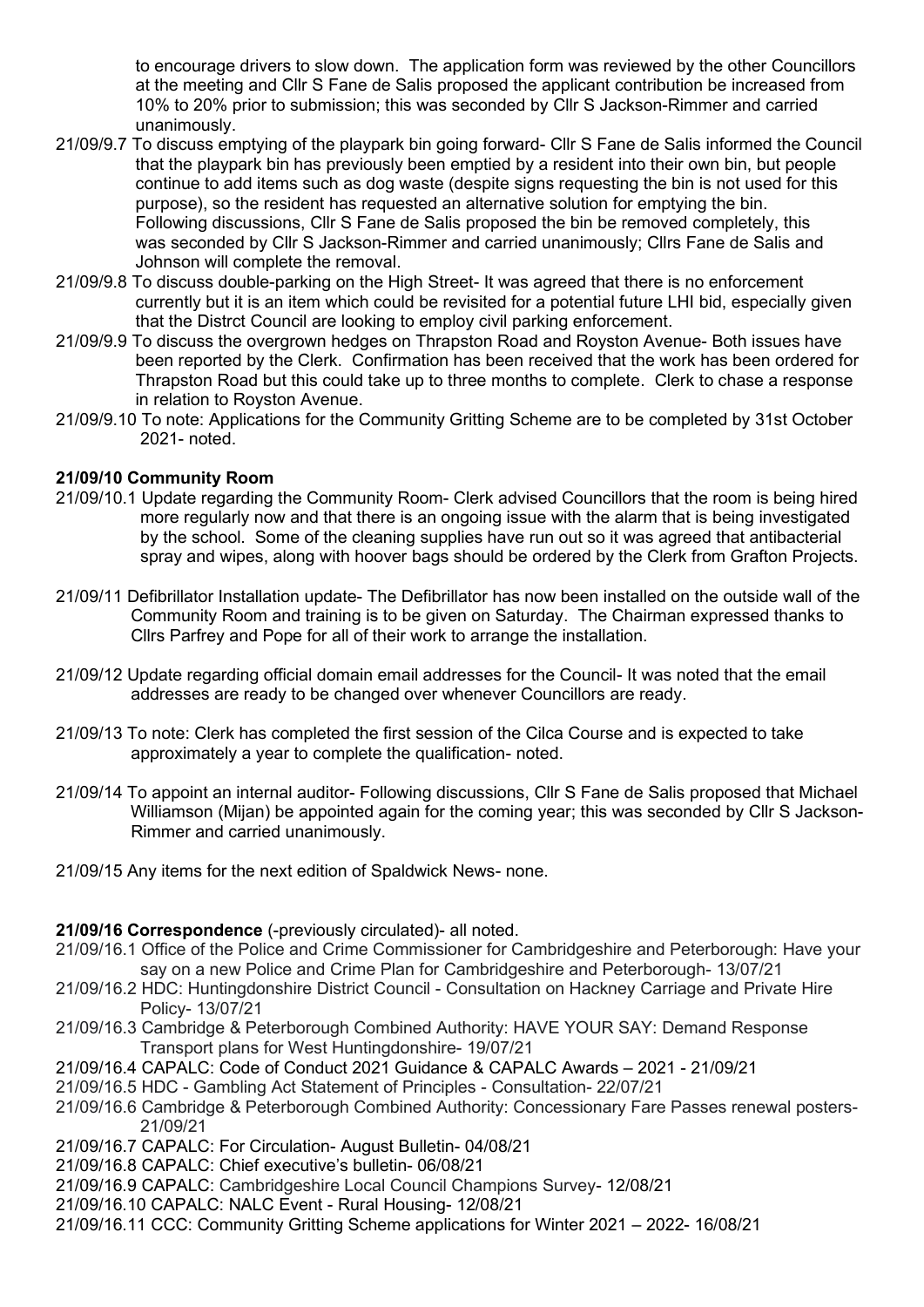to encourage drivers to slow down. The application form was reviewed by the other Councillors at the meeting and Cllr S Fane de Salis proposed the applicant contribution be increased from 10% to 20% prior to submission; this was seconded by Cllr S Jackson-Rimmer and carried unanimously.

21/09/9.7 To discuss emptying of the playpark bin going forward- Cllr S Fane de Salis informed the Council that the playpark bin has previously been emptied by a resident into their own bin, but people continue to add items such as dog waste (despite signs requesting the bin is not used for this purpose), so the resident has requested an alternative solution for emptying the bin. Following discussions, Cllr S Fane de Salis proposed the bin be removed completely, this was seconded by Cllr S Jackson-Rimmer and carried unanimously; Cllrs Fane de Salis and Johnson will complete the removal.

21/09/9.8 To discuss double-parking on the High Street- It was agreed that there is no enforcement currently but it is an item which could be revisited for a potential future LHI bid, especially given that the Distrct Council are looking to employ civil parking enforcement.

21/09/9.9 To discuss the overgrown hedges on Thrapston Road and Royston Avenue- Both issues have been reported by the Clerk. Confirmation has been received that the work has been ordered for Thrapston Road but this could take up to three months to complete. Clerk to chase a response in relation to Royston Avenue.

21/09/9.10 To note: Applications for the Community Gritting Scheme are to be completed by 31st October 2021- noted.

**21/09/10 Community Room**

21/09/10.1 Update regarding the Community Room- Clerk advised Councillors that the room is being hired more regularly now and that there is an ongoing issue with the alarm that is being investigated by the school. Some of the cleaning supplies have run out so it was agreed that antibacterial spray and wipes, along with hoover bags should be ordered by the Clerk from Grafton Projects.

21/09/11 Defibrillator Installation update- The Defibrillator has now been installed on the outside wall of the Community Room and training is to be given on Saturday. The Chairman expressed thanks to Cllrs Parfrey and Pope for all of their work to arrange the installation.

21/09/12 Update regarding official domain email addresses for the Council- It was noted that the email addresses are ready to be changed over whenever Councillors are ready.

21/09/13 To note: Clerk has completed the first session of the Cilca Course and is expected to take approximately a year to complete the qualification- noted.

21/09/14 To appoint an internal auditor- Following discussions, Cllr S Fane de Salis proposed that Michael Williamson (Mijan) be appointed again for the coming year; this was seconded by Cllr S Jackson-Rimmer and carried unanimously.

21/09/15 Any items for the next edition of Spaldwick News- none.

**21/09/16 Correspondence** (-previously circulated)- all noted.

21/09/16.1 Office of the Police and Crime Commissioner for Cambridgeshire and Peterborough: Have your say on a new Police and Crime Plan for Cambridgeshire and Peterborough- 13/07/21

21/09/16.2 HDC: Huntingdonshire District Council - Consultation on Hackney Carriage and Private Hire Policy- 13/07/21

21/09/16.3 Cambridge & Peterborough Combined Authority: HAVE YOUR SAY: Demand Response Transport plans for West Huntingdonshire- 19/07/21

21/09/16.4 CAPALC: Code of Conduct 2021 Guidance & CAPALC Awards – 2021 - 21/09/21

21/09/16.5 HDC - Gambling Act Statement of Principles - Consultation- 22/07/21

21/09/16.6 Cambridge & Peterborough Combined Authority: Concessionary Fare Passes renewal posters- 21/09/21

21/09/16.7 CAPALC: For Circulation- August Bulletin- 04/08/21

21/09/16.8 CAPALC: Chief executive's bulletin- 06/08/21

21/09/16.9 CAPALC: Cambridgeshire Local Council Champions Survey- 12/08/21

21/09/16.10 CAPALC: NALC Event - Rural Housing- 12/08/21

21/09/16.11 CCC: Community Gritting Scheme applications for Winter 2021 – 2022- 16/08/21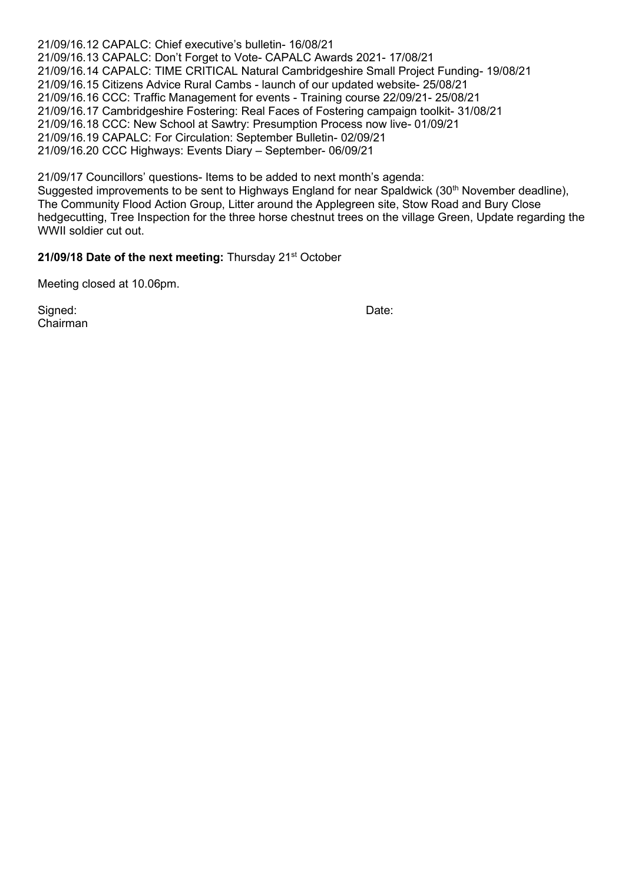21/09/16.12 CAPALC: Chief executive's bulletin- 16/08/21
21/09/16.13 CAPALC: Don't Forget to Vote- CAPALC Awards 2021- 17/08/21
21/09/16.14 CAPALC: TIME CRITICAL Natural Cambridgeshire Small Project Funding- 19/08/21
21/09/16.15 Citizens Advice Rural Cambs - launch of our updated website- 25/08/21
21/09/16.16 CCC: Traffic Management for events - Training course 22/09/21- 25/08/21
21/09/16.17 Cambridgeshire Fostering: Real Faces of Fostering campaign toolkit- 31/08/21
21/09/16.18 CCC: New School at Sawtry: Presumption Process now live- 01/09/21
21/09/16.19 CAPALC: For Circulation: September Bulletin- 02/09/21
21/09/16.20 CCC Highways: Events Diary – September- 06/09/21

21/09/17 Councillors' questions- Items to be added to next month's agenda:
Suggested improvements to be sent to Highways England for near Spaldwick (30th November deadline), The Community Flood Action Group, Litter around the Applegreen site, Stow Road and Bury Close hedgecutting, Tree Inspection for the three horse chestnut trees on the village Green, Update regarding the WWII soldier cut out.

**21/09/18 Date of the next meeting:** Thursday 21st October

Meeting closed at 10.06pm.

Signed: Date:
Chairman